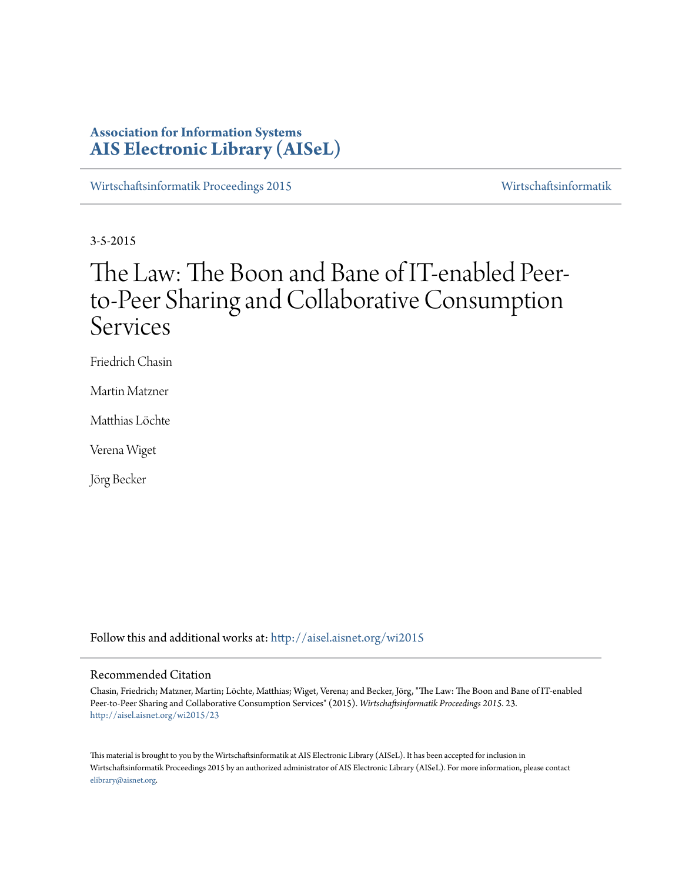**Association for Information Systems**
**AIS Electronic Library (AISeL)**

Wirtschaftsinformatik Proceedings 2015 — Wirtschaftsinformatik

3-5-2015

# The Law: The Boon and Bane of IT-enabled Peer-to-Peer Sharing and Collaborative Consumption Services

Friedrich Chasin

Martin Matzner

Matthias Löchte

Verena Wiget

Jörg Becker

Follow this and additional works at: http://aisel.aisnet.org/wi2015

## Recommended Citation

Chasin, Friedrich; Matzner, Martin; Löchte, Matthias; Wiget, Verena; and Becker, Jörg, "The Law: The Boon and Bane of IT-enabled Peer-to-Peer Sharing and Collaborative Consumption Services" (2015). *Wirtschaftsinformatik Proceedings 2015*. 23.
http://aisel.aisnet.org/wi2015/23

This material is brought to you by the Wirtschaftsinformatik at AIS Electronic Library (AISeL). It has been accepted for inclusion in Wirtschaftsinformatik Proceedings 2015 by an authorized administrator of AIS Electronic Library (AISeL). For more information, please contact elibrary@aisnet.org.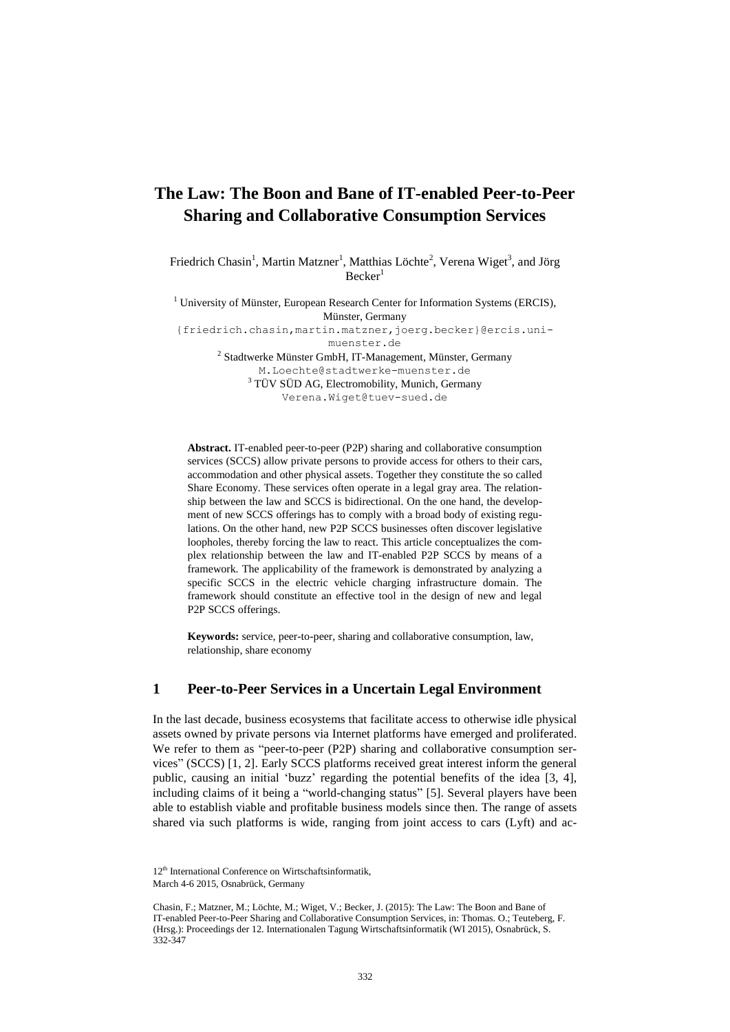# The Law: The Boon and Bane of IT-enabled Peer-to-Peer Sharing and Collaborative Consumption Services

Friedrich Chasin[1], Martin Matzner[1], Matthias Löchte[2], Verena Wiget[3], and Jörg Becker[1]

[1] University of Münster, European Research Center for Information Systems (ERCIS), Münster, Germany
{friedrich.chasin,martin.matzner,joerg.becker}@ercis.uni-muenster.de

[2] Stadtwerke Münster GmbH, IT-Management, Münster, Germany
M.Loechte@stadtwerke-muenster.de

[3] TÜV SÜD AG, Electromobility, Munich, Germany
Verena.Wiget@tuev-sued.de

**Abstract.** IT-enabled peer-to-peer (P2P) sharing and collaborative consumption services (SCCS) allow private persons to provide access for others to their cars, accommodation and other physical assets. Together they constitute the so called Share Economy. These services often operate in a legal gray area. The relationship between the law and SCCS is bidirectional. On the one hand, the development of new SCCS offerings has to comply with a broad body of existing regulations. On the other hand, new P2P SCCS businesses often discover legislative loopholes, thereby forcing the law to react. This article conceptualizes the complex relationship between the law and IT-enabled P2P SCCS by means of a framework. The applicability of the framework is demonstrated by analyzing a specific SCCS in the electric vehicle charging infrastructure domain. The framework should constitute an effective tool in the design of new and legal P2P SCCS offerings.

**Keywords:** service, peer-to-peer, sharing and collaborative consumption, law, relationship, share economy

## 1 Peer-to-Peer Services in a Uncertain Legal Environment

In the last decade, business ecosystems that facilitate access to otherwise idle physical assets owned by private persons via Internet platforms have emerged and proliferated. We refer to them as "peer-to-peer (P2P) sharing and collaborative consumption services" (SCCS) [1, 2]. Early SCCS platforms received great interest inform the general public, causing an initial 'buzz' regarding the potential benefits of the idea [3, 4], including claims of it being a "world-changing status" [5]. Several players have been able to establish viable and profitable business models since then. The range of assets shared via such platforms is wide, ranging from joint access to cars (Lyft) and ac-

12th International Conference on Wirtschaftsinformatik,
March 4-6 2015, Osnabrück, Germany

Chasin, F.; Matzner, M.; Löchte, M.; Wiget, V.; Becker, J. (2015): The Law: The Boon and Bane of IT-enabled Peer-to-Peer Sharing and Collaborative Consumption Services, in: Thomas. O.; Teuteberg, F. (Hrsg.): Proceedings der 12. Internationalen Tagung Wirtschaftsinformatik (WI 2015), Osnabrück, S. 332-347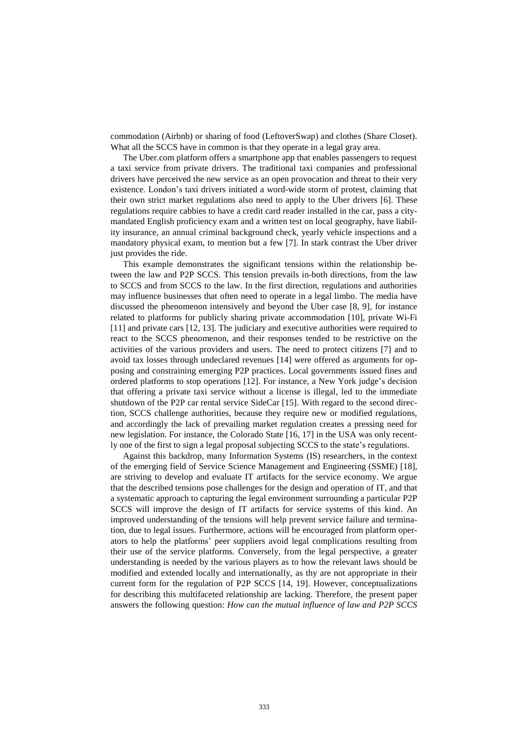commodation (Airbnb) or sharing of food (LeftoverSwap) and clothes (Share Closet). What all the SCCS have in common is that they operate in a legal gray area.

The Uber.com platform offers a smartphone app that enables passengers to request a taxi service from private drivers. The traditional taxi companies and professional drivers have perceived the new service as an open provocation and threat to their very existence. London's taxi drivers initiated a word-wide storm of protest, claiming that their own strict market regulations also need to apply to the Uber drivers [6]. These regulations require cabbies to have a credit card reader installed in the car, pass a city-mandated English proficiency exam and a written test on local geography, have liability insurance, an annual criminal background check, yearly vehicle inspections and a mandatory physical exam, to mention but a few [7]. In stark contrast the Uber driver just provides the ride.

This example demonstrates the significant tensions within the relationship between the law and P2P SCCS. This tension prevails in-both directions, from the law to SCCS and from SCCS to the law. In the first direction, regulations and authorities may influence businesses that often need to operate in a legal limbo. The media have discussed the phenomenon intensively and beyond the Uber case [8, 9], for instance related to platforms for publicly sharing private accommodation [10], private Wi-Fi [11] and private cars [12, 13]. The judiciary and executive authorities were required to react to the SCCS phenomenon, and their responses tended to be restrictive on the activities of the various providers and users. The need to protect citizens [7] and to avoid tax losses through undeclared revenues [14] were offered as arguments for opposing and constraining emerging P2P practices. Local governments issued fines and ordered platforms to stop operations [12]. For instance, a New York judge's decision that offering a private taxi service without a license is illegal, led to the immediate shutdown of the P2P car rental service SideCar [15]. With regard to the second direction, SCCS challenge authorities, because they require new or modified regulations, and accordingly the lack of prevailing market regulation creates a pressing need for new legislation. For instance, the Colorado State [16, 17] in the USA was only recently one of the first to sign a legal proposal subjecting SCCS to the state's regulations.

Against this backdrop, many Information Systems (IS) researchers, in the context of the emerging field of Service Science Management and Engineering (SSME) [18], are striving to develop and evaluate IT artifacts for the service economy. We argue that the described tensions pose challenges for the design and operation of IT, and that a systematic approach to capturing the legal environment surrounding a particular P2P SCCS will improve the design of IT artifacts for service systems of this kind. An improved understanding of the tensions will help prevent service failure and termination, due to legal issues. Furthermore, actions will be encouraged from platform operators to help the platforms' peer suppliers avoid legal complications resulting from their use of the service platforms. Conversely, from the legal perspective, a greater understanding is needed by the various players as to how the relevant laws should be modified and extended locally and internationally, as thy are not appropriate in their current form for the regulation of P2P SCCS [14, 19]. However, conceptualizations for describing this multifaceted relationship are lacking. Therefore, the present paper answers the following question: *How can the mutual influence of law and P2P SCCS*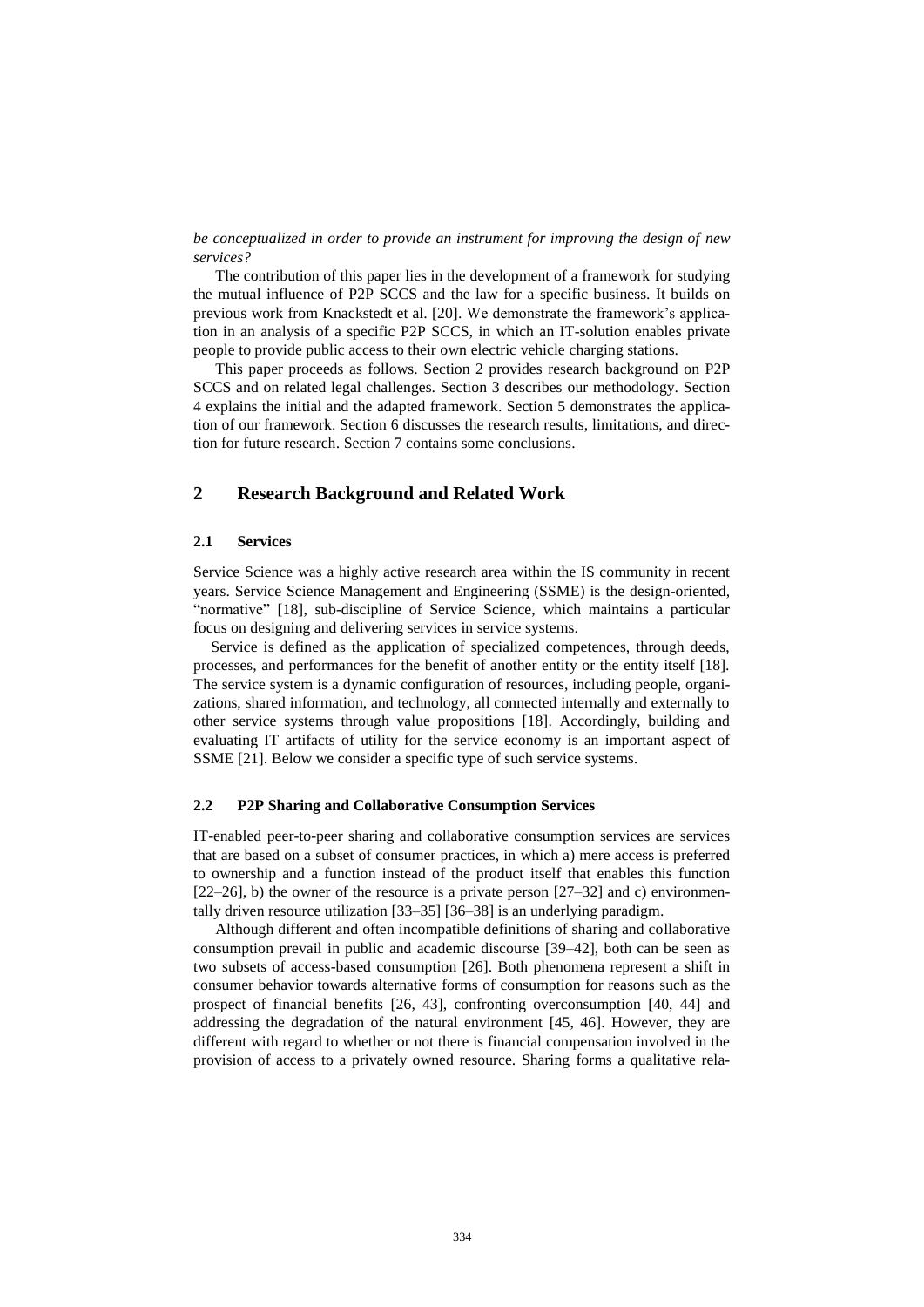*be conceptualized in order to provide an instrument for improving the design of new services?*

The contribution of this paper lies in the development of a framework for studying the mutual influence of P2P SCCS and the law for a specific business. It builds on previous work from Knackstedt et al. [20]. We demonstrate the framework's application in an analysis of a specific P2P SCCS, in which an IT-solution enables private people to provide public access to their own electric vehicle charging stations.

This paper proceeds as follows. Section 2 provides research background on P2P SCCS and on related legal challenges. Section 3 describes our methodology. Section 4 explains the initial and the adapted framework. Section 5 demonstrates the application of our framework. Section 6 discusses the research results, limitations, and direction for future research. Section 7 contains some conclusions.

## 2 Research Background and Related Work

### 2.1 Services

Service Science was a highly active research area within the IS community in recent years. Service Science Management and Engineering (SSME) is the design-oriented, "normative" [18], sub-discipline of Service Science, which maintains a particular focus on designing and delivering services in service systems.

Service is defined as the application of specialized competences, through deeds, processes, and performances for the benefit of another entity or the entity itself [18]. The service system is a dynamic configuration of resources, including people, organizations, shared information, and technology, all connected internally and externally to other service systems through value propositions [18]. Accordingly, building and evaluating IT artifacts of utility for the service economy is an important aspect of SSME [21]. Below we consider a specific type of such service systems.

### 2.2 P2P Sharing and Collaborative Consumption Services

IT-enabled peer-to-peer sharing and collaborative consumption services are services that are based on a subset of consumer practices, in which a) mere access is preferred to ownership and a function instead of the product itself that enables this function [22–26], b) the owner of the resource is a private person [27–32] and c) environmentally driven resource utilization [33–35] [36–38] is an underlying paradigm.

Although different and often incompatible definitions of sharing and collaborative consumption prevail in public and academic discourse [39–42], both can be seen as two subsets of access-based consumption [26]. Both phenomena represent a shift in consumer behavior towards alternative forms of consumption for reasons such as the prospect of financial benefits [26, 43], confronting overconsumption [40, 44] and addressing the degradation of the natural environment [45, 46]. However, they are different with regard to whether or not there is financial compensation involved in the provision of access to a privately owned resource. Sharing forms a qualitative rela-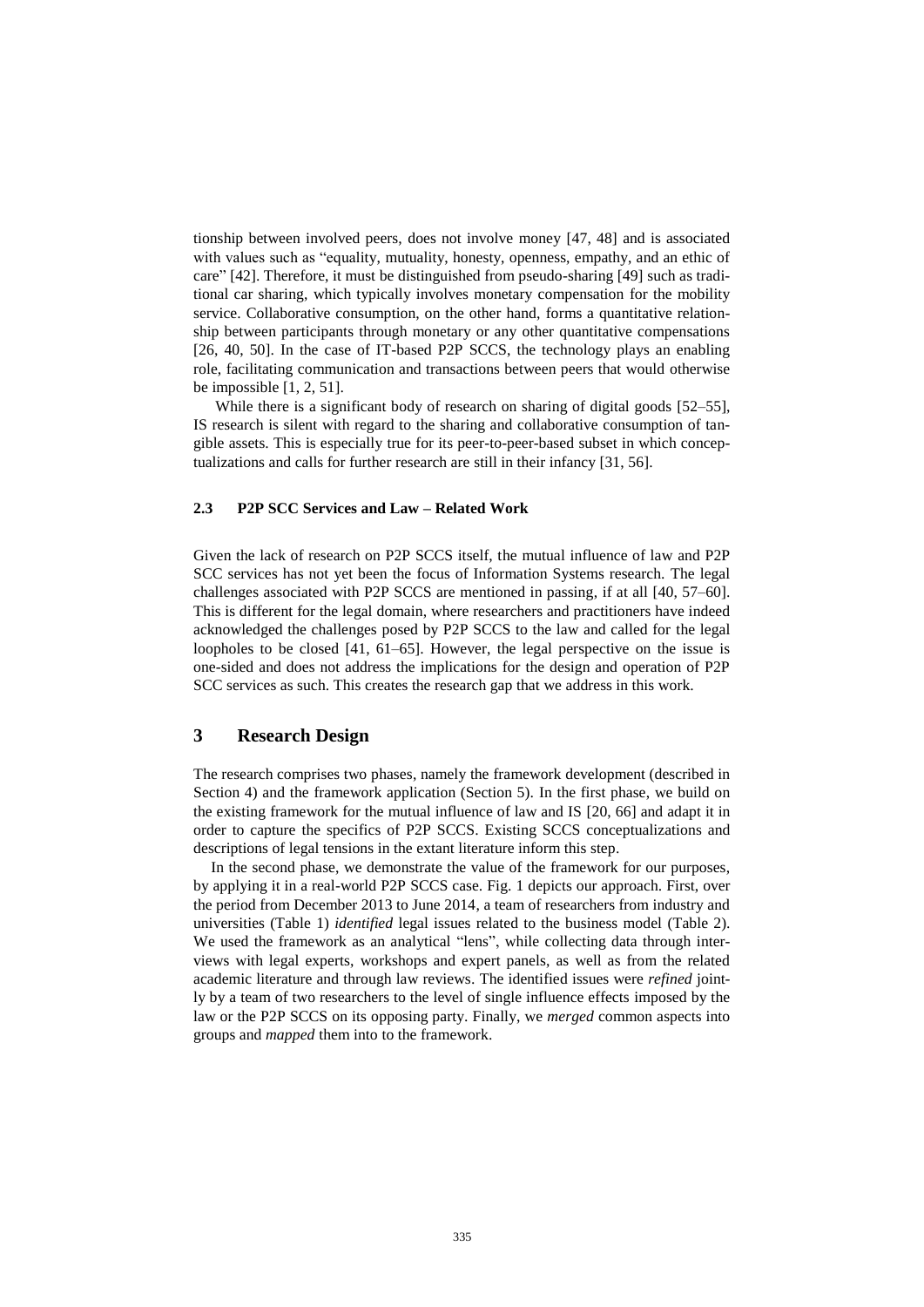tionship between involved peers, does not involve money [47, 48] and is associated with values such as "equality, mutuality, honesty, openness, empathy, and an ethic of care" [42]. Therefore, it must be distinguished from pseudo-sharing [49] such as traditional car sharing, which typically involves monetary compensation for the mobility service. Collaborative consumption, on the other hand, forms a quantitative relationship between participants through monetary or any other quantitative compensations [26, 40, 50]. In the case of IT-based P2P SCCS, the technology plays an enabling role, facilitating communication and transactions between peers that would otherwise be impossible [1, 2, 51].

While there is a significant body of research on sharing of digital goods [52–55], IS research is silent with regard to the sharing and collaborative consumption of tangible assets. This is especially true for its peer-to-peer-based subset in which conceptualizations and calls for further research are still in their infancy [31, 56].

### 2.3 P2P SCC Services and Law – Related Work

Given the lack of research on P2P SCCS itself, the mutual influence of law and P2P SCC services has not yet been the focus of Information Systems research. The legal challenges associated with P2P SCCS are mentioned in passing, if at all [40, 57–60]. This is different for the legal domain, where researchers and practitioners have indeed acknowledged the challenges posed by P2P SCCS to the law and called for the legal loopholes to be closed [41, 61–65]. However, the legal perspective on the issue is one-sided and does not address the implications for the design and operation of P2P SCC services as such. This creates the research gap that we address in this work.

## 3 Research Design

The research comprises two phases, namely the framework development (described in Section 4) and the framework application (Section 5). In the first phase, we build on the existing framework for the mutual influence of law and IS [20, 66] and adapt it in order to capture the specifics of P2P SCCS. Existing SCCS conceptualizations and descriptions of legal tensions in the extant literature inform this step.

In the second phase, we demonstrate the value of the framework for our purposes, by applying it in a real-world P2P SCCS case. Fig. 1 depicts our approach. First, over the period from December 2013 to June 2014, a team of researchers from industry and universities (Table 1) *identified* legal issues related to the business model (Table 2). We used the framework as an analytical "lens", while collecting data through interviews with legal experts, workshops and expert panels, as well as from the related academic literature and through law reviews. The identified issues were *refined* jointly by a team of two researchers to the level of single influence effects imposed by the law or the P2P SCCS on its opposing party. Finally, we *merged* common aspects into groups and *mapped* them into to the framework.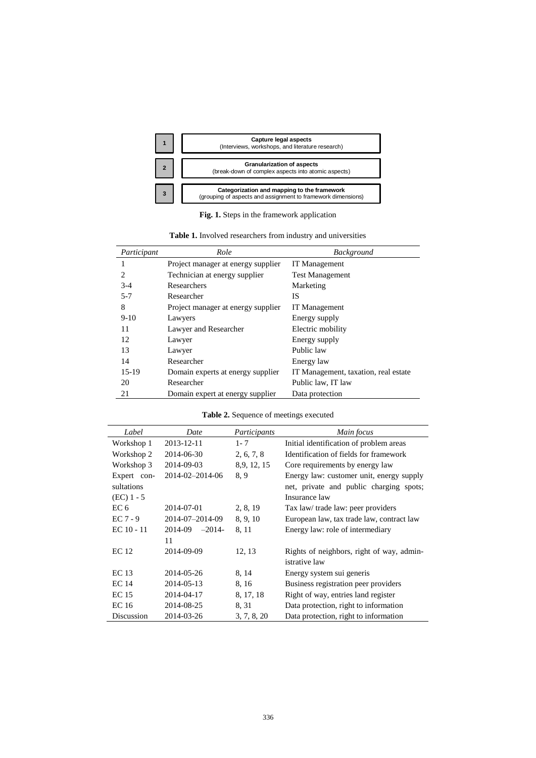| 1 | **Capture legal aspects** (Interviews, workshops, and literature research) |
|---|---|
| 2 | **Granularization of aspects** (break-down of complex aspects into atomic aspects) |
| 3 | **Categorization and mapping to the framework** (grouping of aspects and assignment to framework dimensions) |

**Fig. 1.** Steps in the framework application

**Table 1.** Involved researchers from industry and universities

| *Participant* | *Role* | *Background* |
|---|---|---|
| 1 | Project manager at energy supplier | IT Management |
| 2 | Technician at energy supplier | Test Management |
| 3-4 | Researchers | Marketing |
| 5-7 | Researcher | IS |
| 8 | Project manager at energy supplier | IT Management |
| 9-10 | Lawyers | Energy supply |
| 11 | Lawyer and Researcher | Electric mobility |
| 12 | Lawyer | Energy supply |
| 13 | Lawyer | Public law |
| 14 | Researcher | Energy law |
| 15-19 | Domain experts at energy supplier | IT Management, taxation, real estate |
| 20 | Researcher | Public law, IT law |
| 21 | Domain expert at energy supplier | Data protection |

**Table 2.** Sequence of meetings executed

| *Label* | *Date* | *Participants* | *Main focus* |
|---|---|---|---|
| Workshop 1 | 2013-12-11 | 1- 7 | Initial identification of problem areas |
| Workshop 2 | 2014-06-30 | 2, 6, 7, 8 | Identification of fields for framework |
| Workshop 3 | 2014-09-03 | 8,9, 12, 15 | Core requirements by energy law |
| Expert consultations (EC) 1 - 5 | 2014-02–2014-06 | 8, 9 | Energy law: customer unit, energy supply net, private and public charging spots; Insurance law |
| EC 6 | 2014-07-01 | 2, 8, 19 | Tax law/ trade law: peer providers |
| EC 7 - 9 | 2014-07–2014-09 | 8, 9, 10 | European law, tax trade law, contract law |
| EC 10 - 11 | 2014-09 –2014-11 | 8, 11 | Energy law: role of intermediary |
| EC 12 | 2014-09-09 | 12, 13 | Rights of neighbors, right of way, administrative law |
| EC 13 | 2014-05-26 | 8, 14 | Energy system sui generis |
| EC 14 | 2014-05-13 | 8, 16 | Business registration peer providers |
| EC 15 | 2014-04-17 | 8, 17, 18 | Right of way, entries land register |
| EC 16 | 2014-08-25 | 8, 31 | Data protection, right to information |
| Discussion | 2014-03-26 | 3, 7, 8, 20 | Data protection, right to information |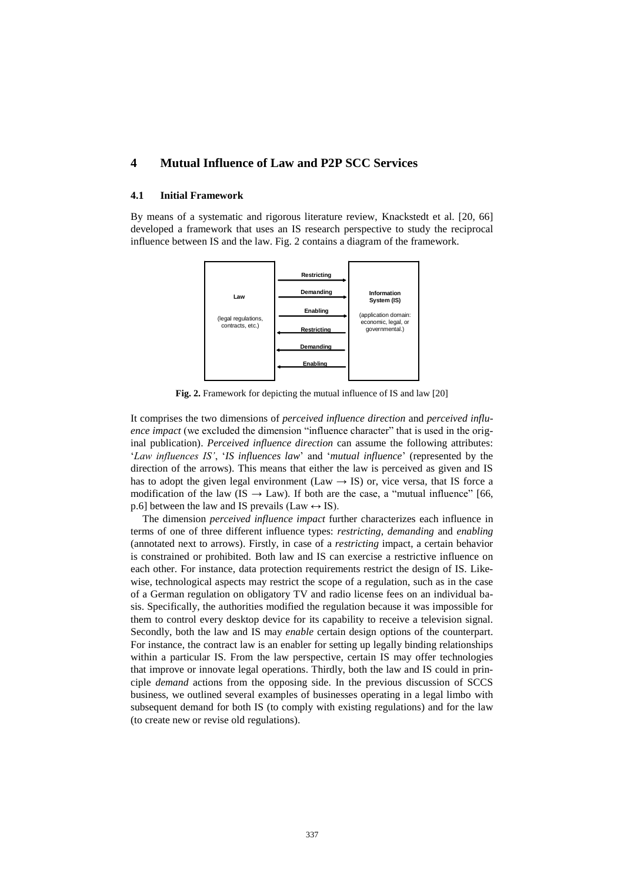## 4 Mutual Influence of Law and P2P SCC Services

### 4.1 Initial Framework

By means of a systematic and rigorous literature review, Knackstedt et al. [20, 66] developed a framework that uses an IS research perspective to study the reciprocal influence between IS and the law. Fig. 2 contains a diagram of the framework.

**Fig. 2.** Framework for depicting the mutual influence of IS and law [20]

It comprises the two dimensions of *perceived influence direction* and *perceived influence impact* (we excluded the dimension "influence character" that is used in the original publication). *Perceived influence direction* can assume the following attributes: '*Law influences IS*', '*IS influences law*' and '*mutual influence*' (represented by the direction of the arrows). This means that either the law is perceived as given and IS has to adopt the given legal environment (Law → IS) or, vice versa, that IS force a modification of the law (IS → Law). If both are the case, a "mutual influence" [66, p.6] between the law and IS prevails (Law ↔ IS).

The dimension *perceived influence impact* further characterizes each influence in terms of one of three different influence types: *restricting*, *demanding* and *enabling* (annotated next to arrows). Firstly, in case of a *restricting* impact, a certain behavior is constrained or prohibited. Both law and IS can exercise a restrictive influence on each other. For instance, data protection requirements restrict the design of IS. Likewise, technological aspects may restrict the scope of a regulation, such as in the case of a German regulation on obligatory TV and radio license fees on an individual basis. Specifically, the authorities modified the regulation because it was impossible for them to control every desktop device for its capability to receive a television signal. Secondly, both the law and IS may *enable* certain design options of the counterpart. For instance, the contract law is an enabler for setting up legally binding relationships within a particular IS. From the law perspective, certain IS may offer technologies that improve or innovate legal operations. Thirdly, both the law and IS could in principle *demand* actions from the opposing side. In the previous discussion of SCCS business, we outlined several examples of businesses operating in a legal limbo with subsequent demand for both IS (to comply with existing regulations) and for the law (to create new or revise old regulations).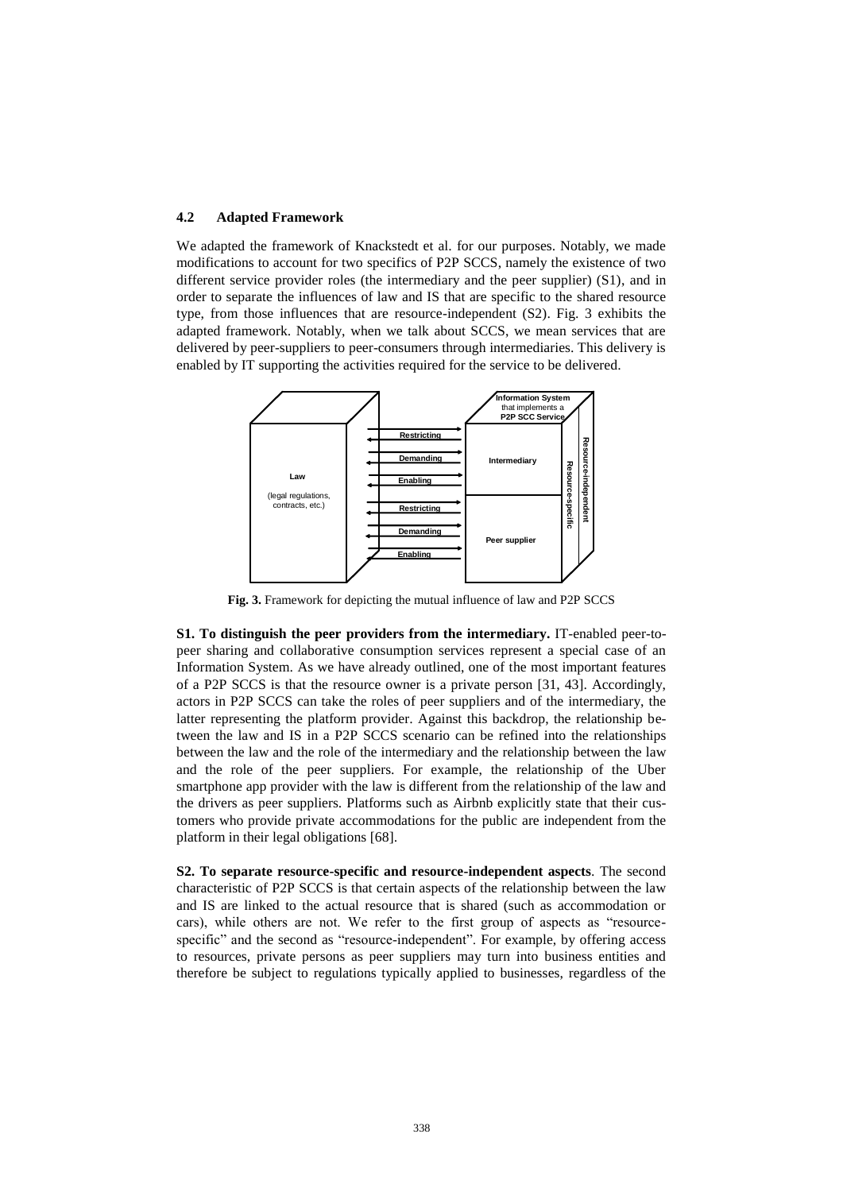### 4.2 Adapted Framework

We adapted the framework of Knackstedt et al. for our purposes. Notably, we made modifications to account for two specifics of P2P SCCS, namely the existence of two different service provider roles (the intermediary and the peer supplier) (S1), and in order to separate the influences of law and IS that are specific to the shared resource type, from those influences that are resource-independent (S2). Fig. 3 exhibits the adapted framework. Notably, when we talk about SCCS, we mean services that are delivered by peer-suppliers to peer-consumers through intermediaries. This delivery is enabled by IT supporting the activities required for the service to be delivered.

**Fig. 3.** Framework for depicting the mutual influence of law and P2P SCCS

**S1. To distinguish the peer providers from the intermediary.** IT-enabled peer-to-peer sharing and collaborative consumption services represent a special case of an Information System. As we have already outlined, one of the most important features of a P2P SCCS is that the resource owner is a private person [31, 43]. Accordingly, actors in P2P SCCS can take the roles of peer suppliers and of the intermediary, the latter representing the platform provider. Against this backdrop, the relationship between the law and IS in a P2P SCCS scenario can be refined into the relationships between the law and the role of the intermediary and the relationship between the law and the role of the peer suppliers. For example, the relationship of the Uber smartphone app provider with the law is different from the relationship of the law and the drivers as peer suppliers. Platforms such as Airbnb explicitly state that their customers who provide private accommodations for the public are independent from the platform in their legal obligations [68].

**S2. To separate resource-specific and resource-independent aspects**. The second characteristic of P2P SCCS is that certain aspects of the relationship between the law and IS are linked to the actual resource that is shared (such as accommodation or cars), while others are not. We refer to the first group of aspects as "resource-specific" and the second as "resource-independent". For example, by offering access to resources, private persons as peer suppliers may turn into business entities and therefore be subject to regulations typically applied to businesses, regardless of the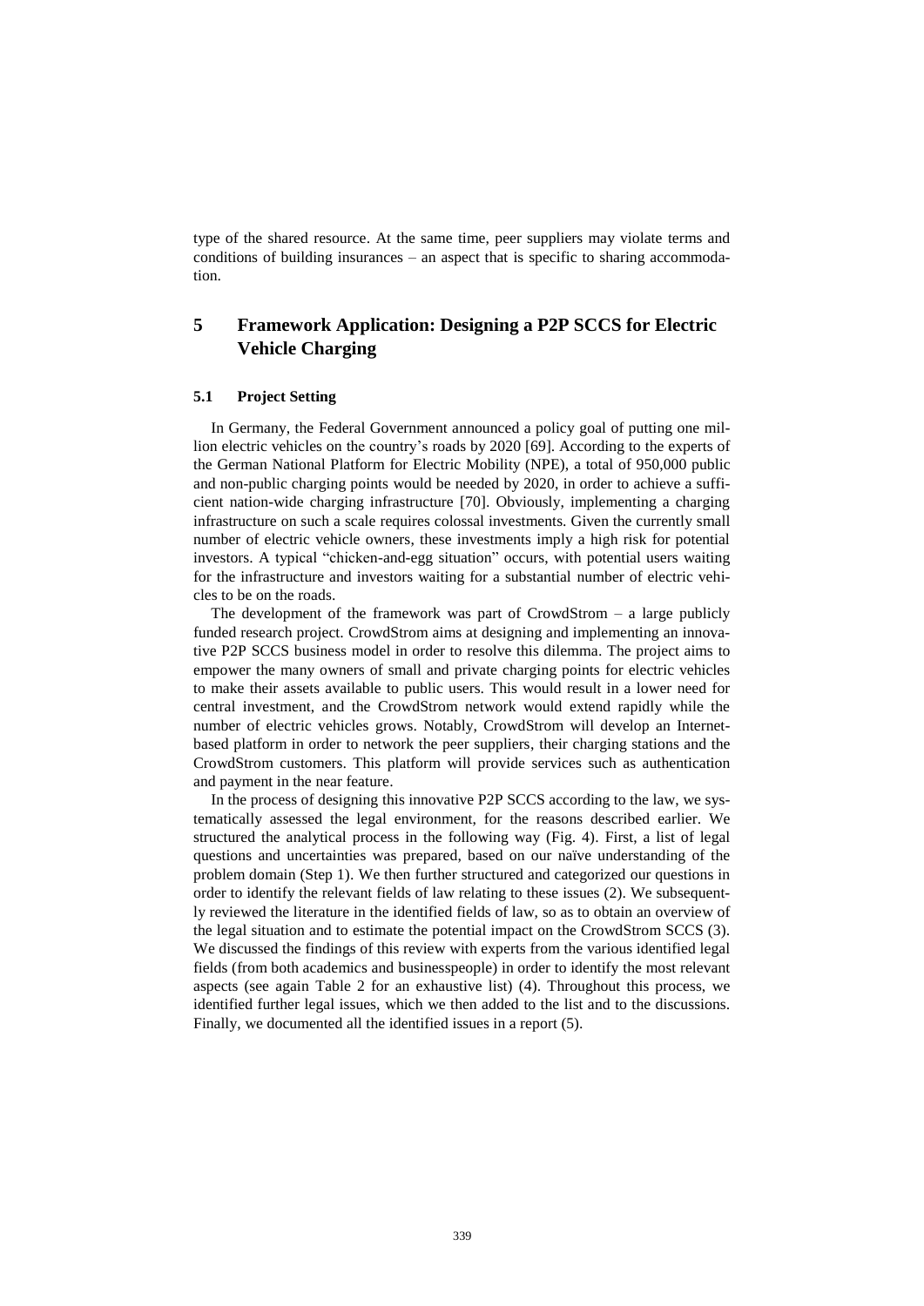type of the shared resource. At the same time, peer suppliers may violate terms and conditions of building insurances – an aspect that is specific to sharing accommodation.

## 5 Framework Application: Designing a P2P SCCS for Electric Vehicle Charging

### 5.1 Project Setting

In Germany, the Federal Government announced a policy goal of putting one million electric vehicles on the country's roads by 2020 [69]. According to the experts of the German National Platform for Electric Mobility (NPE), a total of 950,000 public and non-public charging points would be needed by 2020, in order to achieve a sufficient nation-wide charging infrastructure [70]. Obviously, implementing a charging infrastructure on such a scale requires colossal investments. Given the currently small number of electric vehicle owners, these investments imply a high risk for potential investors. A typical "chicken-and-egg situation" occurs, with potential users waiting for the infrastructure and investors waiting for a substantial number of electric vehicles to be on the roads.

The development of the framework was part of CrowdStrom – a large publicly funded research project. CrowdStrom aims at designing and implementing an innovative P2P SCCS business model in order to resolve this dilemma. The project aims to empower the many owners of small and private charging points for electric vehicles to make their assets available to public users. This would result in a lower need for central investment, and the CrowdStrom network would extend rapidly while the number of electric vehicles grows. Notably, CrowdStrom will develop an Internet-based platform in order to network the peer suppliers, their charging stations and the CrowdStrom customers. This platform will provide services such as authentication and payment in the near feature.

In the process of designing this innovative P2P SCCS according to the law, we systematically assessed the legal environment, for the reasons described earlier. We structured the analytical process in the following way (Fig. 4). First, a list of legal questions and uncertainties was prepared, based on our naïve understanding of the problem domain (Step 1). We then further structured and categorized our questions in order to identify the relevant fields of law relating to these issues (2). We subsequently reviewed the literature in the identified fields of law, so as to obtain an overview of the legal situation and to estimate the potential impact on the CrowdStrom SCCS (3). We discussed the findings of this review with experts from the various identified legal fields (from both academics and businesspeople) in order to identify the most relevant aspects (see again Table 2 for an exhaustive list) (4). Throughout this process, we identified further legal issues, which we then added to the list and to the discussions. Finally, we documented all the identified issues in a report (5).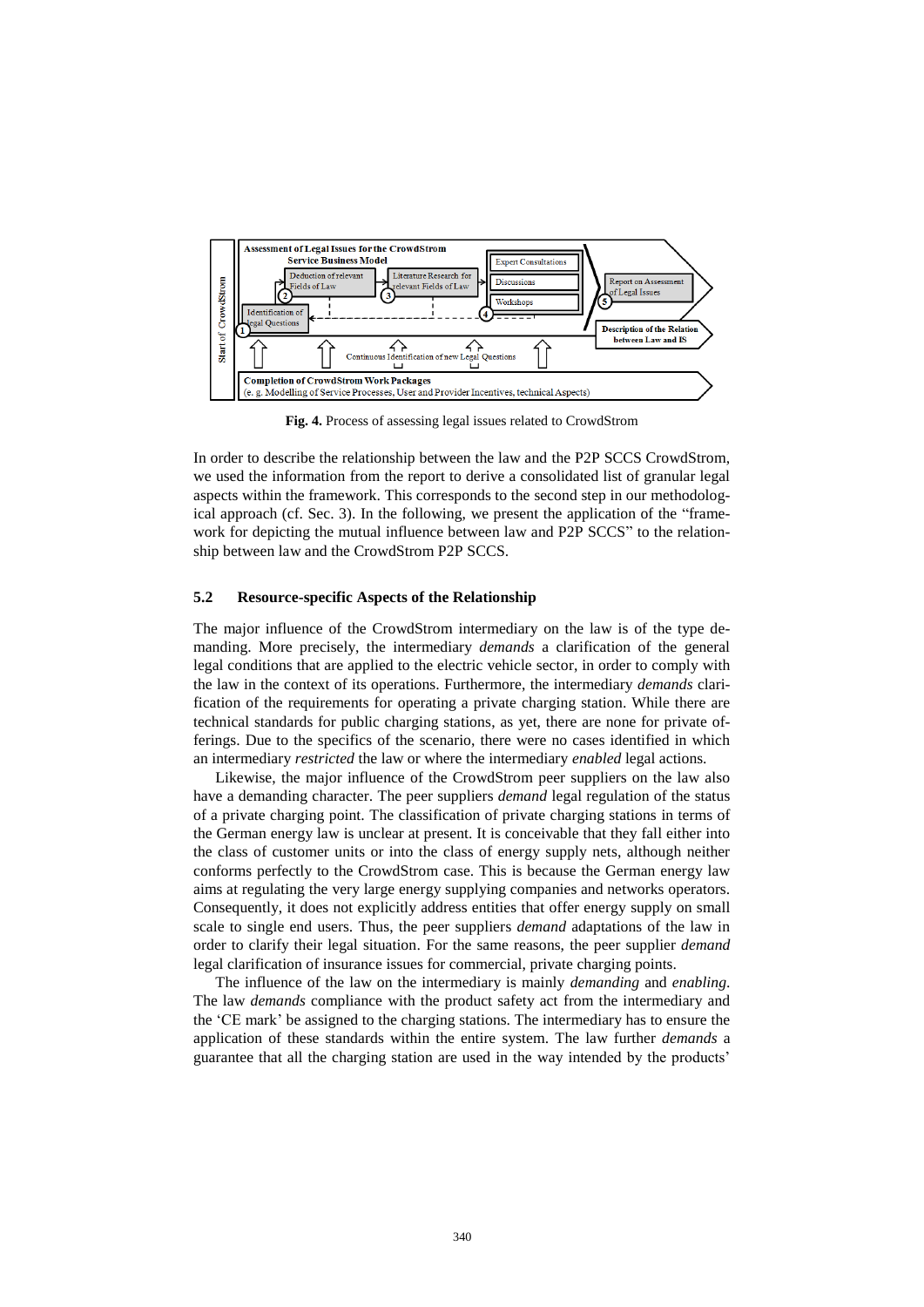**Fig. 4.** Process of assessing legal issues related to CrowdStrom

In order to describe the relationship between the law and the P2P SCCS CrowdStrom, we used the information from the report to derive a consolidated list of granular legal aspects within the framework. This corresponds to the second step in our methodological approach (cf. Sec. 3). In the following, we present the application of the "framework for depicting the mutual influence between law and P2P SCCS" to the relationship between law and the CrowdStrom P2P SCCS.

### 5.2 Resource-specific Aspects of the Relationship

The major influence of the CrowdStrom intermediary on the law is of the type demanding. More precisely, the intermediary *demands* a clarification of the general legal conditions that are applied to the electric vehicle sector, in order to comply with the law in the context of its operations. Furthermore, the intermediary *demands* clarification of the requirements for operating a private charging station. While there are technical standards for public charging stations, as yet, there are none for private offerings. Due to the specifics of the scenario, there were no cases identified in which an intermediary *restricted* the law or where the intermediary *enabled* legal actions.

Likewise, the major influence of the CrowdStrom peer suppliers on the law also have a demanding character. The peer suppliers *demand* legal regulation of the status of a private charging point. The classification of private charging stations in terms of the German energy law is unclear at present. It is conceivable that they fall either into the class of customer units or into the class of energy supply nets, although neither conforms perfectly to the CrowdStrom case. This is because the German energy law aims at regulating the very large energy supplying companies and networks operators. Consequently, it does not explicitly address entities that offer energy supply on small scale to single end users. Thus, the peer suppliers *demand* adaptations of the law in order to clarify their legal situation. For the same reasons, the peer supplier *demand* legal clarification of insurance issues for commercial, private charging points.

The influence of the law on the intermediary is mainly *demanding* and *enabling*. The law *demands* compliance with the product safety act from the intermediary and the 'CE mark' be assigned to the charging stations. The intermediary has to ensure the application of these standards within the entire system. The law further *demands* a guarantee that all the charging station are used in the way intended by the products'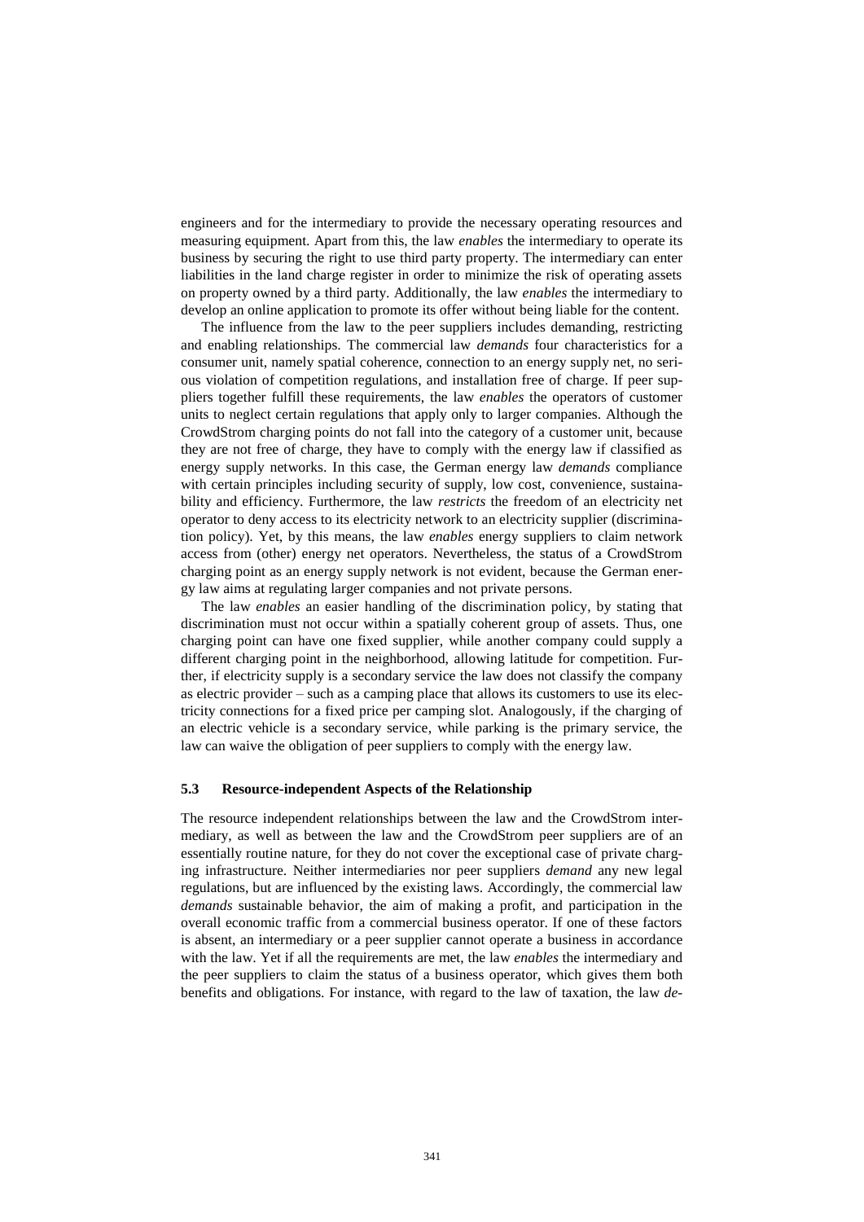engineers and for the intermediary to provide the necessary operating resources and measuring equipment. Apart from this, the law *enables* the intermediary to operate its business by securing the right to use third party property. The intermediary can enter liabilities in the land charge register in order to minimize the risk of operating assets on property owned by a third party. Additionally, the law *enables* the intermediary to develop an online application to promote its offer without being liable for the content.

The influence from the law to the peer suppliers includes demanding, restricting and enabling relationships. The commercial law *demands* four characteristics for a consumer unit, namely spatial coherence, connection to an energy supply net, no serious violation of competition regulations, and installation free of charge. If peer suppliers together fulfill these requirements, the law *enables* the operators of customer units to neglect certain regulations that apply only to larger companies. Although the CrowdStrom charging points do not fall into the category of a customer unit, because they are not free of charge, they have to comply with the energy law if classified as energy supply networks. In this case, the German energy law *demands* compliance with certain principles including security of supply, low cost, convenience, sustainability and efficiency. Furthermore, the law *restricts* the freedom of an electricity net operator to deny access to its electricity network to an electricity supplier (discrimination policy). Yet, by this means, the law *enables* energy suppliers to claim network access from (other) energy net operators. Nevertheless, the status of a CrowdStrom charging point as an energy supply network is not evident, because the German energy law aims at regulating larger companies and not private persons.

The law *enables* an easier handling of the discrimination policy, by stating that discrimination must not occur within a spatially coherent group of assets. Thus, one charging point can have one fixed supplier, while another company could supply a different charging point in the neighborhood, allowing latitude for competition. Further, if electricity supply is a secondary service the law does not classify the company as electric provider – such as a camping place that allows its customers to use its electricity connections for a fixed price per camping slot. Analogously, if the charging of an electric vehicle is a secondary service, while parking is the primary service, the law can waive the obligation of peer suppliers to comply with the energy law.

### 5.3 Resource-independent Aspects of the Relationship

The resource independent relationships between the law and the CrowdStrom intermediary, as well as between the law and the CrowdStrom peer suppliers are of an essentially routine nature, for they do not cover the exceptional case of private charging infrastructure. Neither intermediaries nor peer suppliers *demand* any new legal regulations, but are influenced by the existing laws. Accordingly, the commercial law *demands* sustainable behavior, the aim of making a profit, and participation in the overall economic traffic from a commercial business operator. If one of these factors is absent, an intermediary or a peer supplier cannot operate a business in accordance with the law. Yet if all the requirements are met, the law *enables* the intermediary and the peer suppliers to claim the status of a business operator, which gives them both benefits and obligations. For instance, with regard to the law of taxation, the law *de-*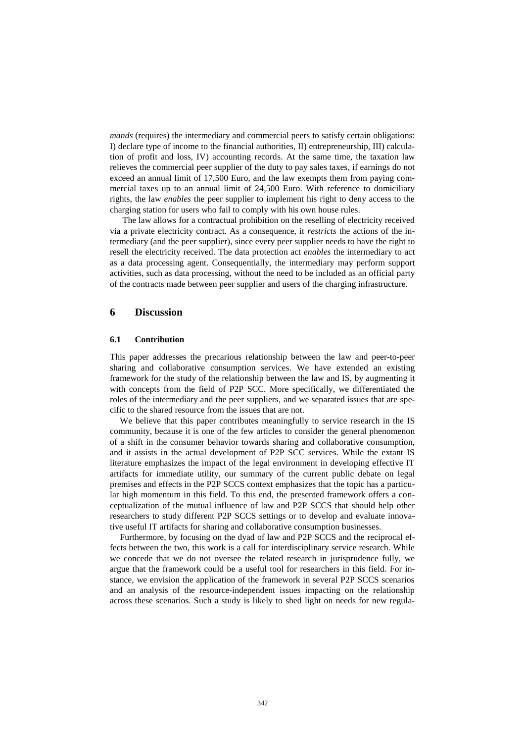*mands* (requires) the intermediary and commercial peers to satisfy certain obligations: I) declare type of income to the financial authorities, II) entrepreneurship, III) calculation of profit and loss, IV) accounting records. At the same time, the taxation law relieves the commercial peer supplier of the duty to pay sales taxes, if earnings do not exceed an annual limit of 17,500 Euro, and the law exempts them from paying commercial taxes up to an annual limit of 24,500 Euro. With reference to domiciliary rights, the law *enables* the peer supplier to implement his right to deny access to the charging station for users who fail to comply with his own house rules.

The law allows for a contractual prohibition on the reselling of electricity received via a private electricity contract. As a consequence, it *restricts* the actions of the intermediary (and the peer supplier), since every peer supplier needs to have the right to resell the electricity received. The data protection act *enables* the intermediary to act as a data processing agent. Consequentially, the intermediary may perform support activities, such as data processing, without the need to be included as an official party of the contracts made between peer supplier and users of the charging infrastructure.

## 6 Discussion

### 6.1 Contribution

This paper addresses the precarious relationship between the law and peer-to-peer sharing and collaborative consumption services. We have extended an existing framework for the study of the relationship between the law and IS, by augmenting it with concepts from the field of P2P SCC. More specifically, we differentiated the roles of the intermediary and the peer suppliers, and we separated issues that are specific to the shared resource from the issues that are not.

We believe that this paper contributes meaningfully to service research in the IS community, because it is one of the few articles to consider the general phenomenon of a shift in the consumer behavior towards sharing and collaborative consumption, and it assists in the actual development of P2P SCC services. While the extant IS literature emphasizes the impact of the legal environment in developing effective IT artifacts for immediate utility, our summary of the current public debate on legal premises and effects in the P2P SCCS context emphasizes that the topic has a particular high momentum in this field. To this end, the presented framework offers a conceptualization of the mutual influence of law and P2P SCCS that should help other researchers to study different P2P SCCS settings or to develop and evaluate innovative useful IT artifacts for sharing and collaborative consumption businesses.

Furthermore, by focusing on the dyad of law and P2P SCCS and the reciprocal effects between the two, this work is a call for interdisciplinary service research. While we concede that we do not oversee the related research in jurisprudence fully, we argue that the framework could be a useful tool for researchers in this field. For instance, we envision the application of the framework in several P2P SCCS scenarios and an analysis of the resource-independent issues impacting on the relationship across these scenarios. Such a study is likely to shed light on needs for new regula-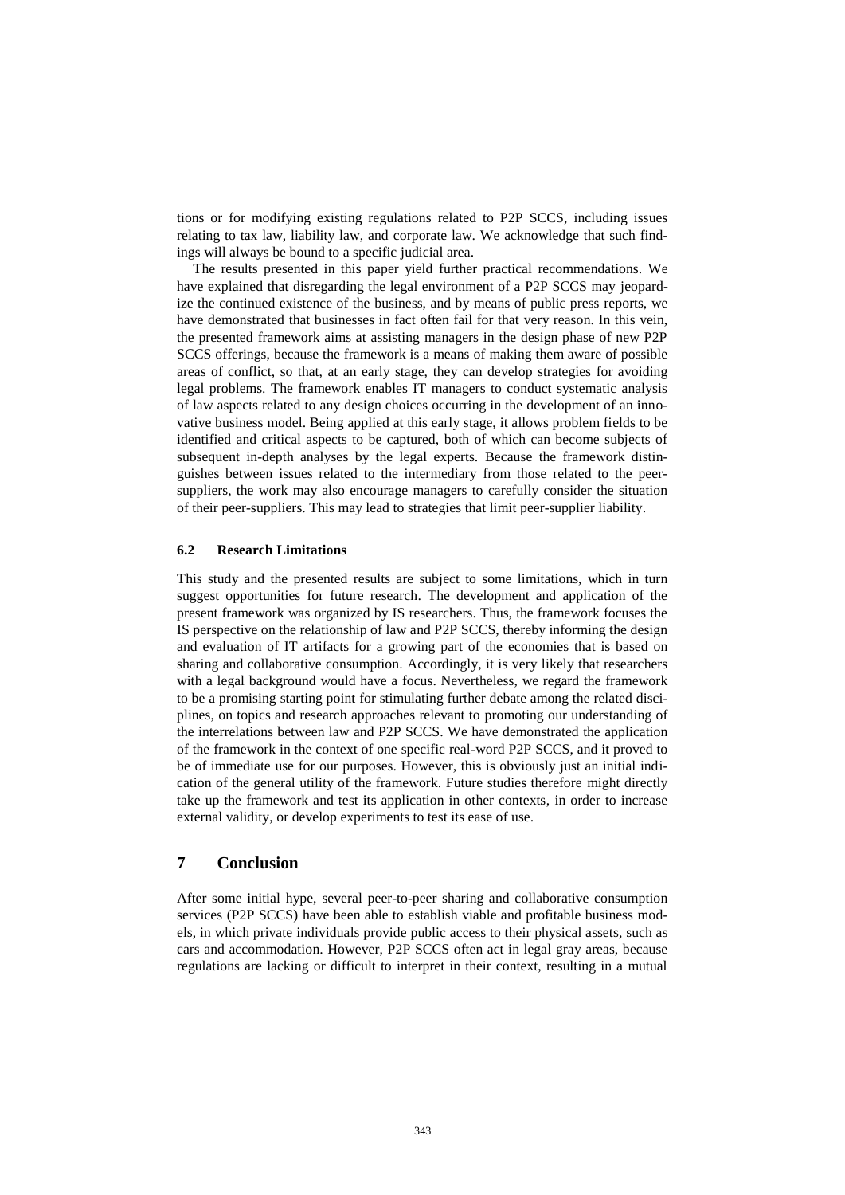tions or for modifying existing regulations related to P2P SCCS, including issues relating to tax law, liability law, and corporate law. We acknowledge that such findings will always be bound to a specific judicial area.

The results presented in this paper yield further practical recommendations. We have explained that disregarding the legal environment of a P2P SCCS may jeopardize the continued existence of the business, and by means of public press reports, we have demonstrated that businesses in fact often fail for that very reason. In this vein, the presented framework aims at assisting managers in the design phase of new P2P SCCS offerings, because the framework is a means of making them aware of possible areas of conflict, so that, at an early stage, they can develop strategies for avoiding legal problems. The framework enables IT managers to conduct systematic analysis of law aspects related to any design choices occurring in the development of an innovative business model. Being applied at this early stage, it allows problem fields to be identified and critical aspects to be captured, both of which can become subjects of subsequent in-depth analyses by the legal experts. Because the framework distinguishes between issues related to the intermediary from those related to the peer-suppliers, the work may also encourage managers to carefully consider the situation of their peer-suppliers. This may lead to strategies that limit peer-supplier liability.

### 6.2 Research Limitations

This study and the presented results are subject to some limitations, which in turn suggest opportunities for future research. The development and application of the present framework was organized by IS researchers. Thus, the framework focuses the IS perspective on the relationship of law and P2P SCCS, thereby informing the design and evaluation of IT artifacts for a growing part of the economies that is based on sharing and collaborative consumption. Accordingly, it is very likely that researchers with a legal background would have a focus. Nevertheless, we regard the framework to be a promising starting point for stimulating further debate among the related disciplines, on topics and research approaches relevant to promoting our understanding of the interrelations between law and P2P SCCS. We have demonstrated the application of the framework in the context of one specific real-word P2P SCCS, and it proved to be of immediate use for our purposes. However, this is obviously just an initial indication of the general utility of the framework. Future studies therefore might directly take up the framework and test its application in other contexts, in order to increase external validity, or develop experiments to test its ease of use.

## 7 Conclusion

After some initial hype, several peer-to-peer sharing and collaborative consumption services (P2P SCCS) have been able to establish viable and profitable business models, in which private individuals provide public access to their physical assets, such as cars and accommodation. However, P2P SCCS often act in legal gray areas, because regulations are lacking or difficult to interpret in their context, resulting in a mutual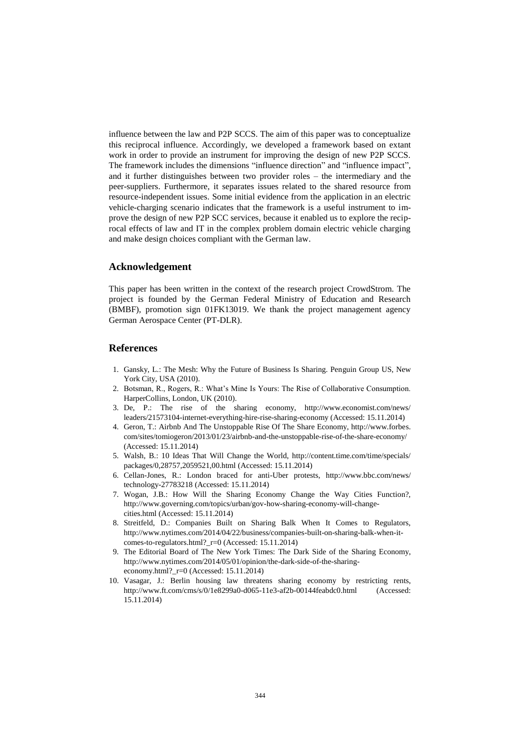influence between the law and P2P SCCS. The aim of this paper was to conceptualize this reciprocal influence. Accordingly, we developed a framework based on extant work in order to provide an instrument for improving the design of new P2P SCCS. The framework includes the dimensions "influence direction" and "influence impact", and it further distinguishes between two provider roles – the intermediary and the peer-suppliers. Furthermore, it separates issues related to the shared resource from resource-independent issues. Some initial evidence from the application in an electric vehicle-charging scenario indicates that the framework is a useful instrument to improve the design of new P2P SCC services, because it enabled us to explore the reciprocal effects of law and IT in the complex problem domain electric vehicle charging and make design choices compliant with the German law.

## Acknowledgement

This paper has been written in the context of the research project CrowdStrom. The project is founded by the German Federal Ministry of Education and Research (BMBF), promotion sign 01FK13019. We thank the project management agency German Aerospace Center (PT-DLR).

## References

1. Gansky, L.: The Mesh: Why the Future of Business Is Sharing. Penguin Group US, New York City, USA (2010).
2. Botsman, R., Rogers, R.: What's Mine Is Yours: The Rise of Collaborative Consumption. HarperCollins, London, UK (2010).
3. De, P.: The rise of the sharing economy, http://www.economist.com/news/leaders/21573104-internet-everything-hire-rise-sharing-economy (Accessed: 15.11.2014)
4. Geron, T.: Airbnb And The Unstoppable Rise Of The Share Economy, http://www.forbes.com/sites/tomiogeron/2013/01/23/airbnb-and-the-unstoppable-rise-of-the-share-economy/ (Accessed: 15.11.2014)
5. Walsh, B.: 10 Ideas That Will Change the World, http://content.time.com/time/specials/packages/0,28757,2059521,00.html (Accessed: 15.11.2014)
6. Cellan-Jones, R.: London braced for anti-Uber protests, http://www.bbc.com/news/technology-27783218 (Accessed: 15.11.2014)
7. Wogan, J.B.: How Will the Sharing Economy Change the Way Cities Function?, http://www.governing.com/topics/urban/gov-how-sharing-economy-will-change-cities.html (Accessed: 15.11.2014)
8. Streitfeld, D.: Companies Built on Sharing Balk When It Comes to Regulators, http://www.nytimes.com/2014/04/22/business/companies-built-on-sharing-balk-when-it-comes-to-regulators.html?_r=0 (Accessed: 15.11.2014)
9. The Editorial Board of The New York Times: The Dark Side of the Sharing Economy, http://www.nytimes.com/2014/05/01/opinion/the-dark-side-of-the-sharing-economy.html?_r=0 (Accessed: 15.11.2014)
10. Vasagar, J.: Berlin housing law threatens sharing economy by restricting rents, http://www.ft.com/cms/s/0/1e8299a0-d065-11e3-af2b-00144feabdc0.html (Accessed: 15.11.2014)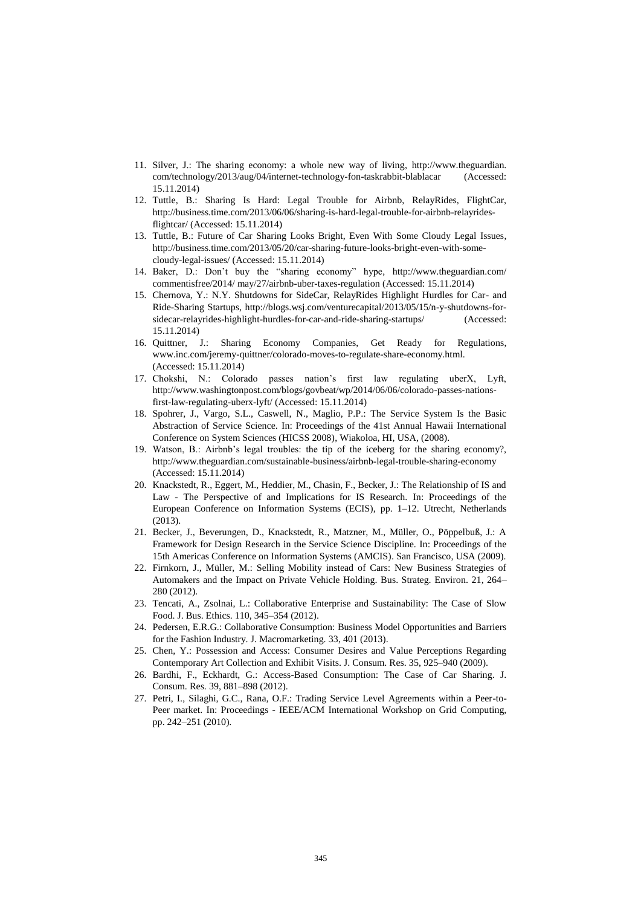11. Silver, J.: The sharing economy: a whole new way of living, http://www.theguardian.com/technology/2013/aug/04/internet-technology-fon-taskrabbit-blablacar (Accessed: 15.11.2014)
12. Tuttle, B.: Sharing Is Hard: Legal Trouble for Airbnb, RelayRides, FlightCar, http://business.time.com/2013/06/06/sharing-is-hard-legal-trouble-for-airbnb-relayrides-flightcar/ (Accessed: 15.11.2014)
13. Tuttle, B.: Future of Car Sharing Looks Bright, Even With Some Cloudy Legal Issues, http://business.time.com/2013/05/20/car-sharing-future-looks-bright-even-with-some-cloudy-legal-issues/ (Accessed: 15.11.2014)
14. Baker, D.: Don't buy the "sharing economy" hype, http://www.theguardian.com/commentisfree/2014/ may/27/airbnb-uber-taxes-regulation (Accessed: 15.11.2014)
15. Chernova, Y.: N.Y. Shutdowns for SideCar, RelayRides Highlight Hurdles for Car- and Ride-Sharing Startups, http://blogs.wsj.com/venturecapital/2013/05/15/n-y-shutdowns-for-sidecar-relayrides-highlight-hurdles-for-car-and-ride-sharing-startups/ (Accessed: 15.11.2014)
16. Quittner, J.: Sharing Economy Companies, Get Ready for Regulations, www.inc.com/jeremy-quittner/colorado-moves-to-regulate-share-economy.html. (Accessed: 15.11.2014)
17. Chokshi, N.: Colorado passes nation's first law regulating uberX, Lyft, http://www.washingtonpost.com/blogs/govbeat/wp/2014/06/06/colorado-passes-nations-first-law-regulating-uberx-lyft/ (Accessed: 15.11.2014)
18. Spohrer, J., Vargo, S.L., Caswell, N., Maglio, P.P.: The Service System Is the Basic Abstraction of Service Science. In: Proceedings of the 41st Annual Hawaii International Conference on System Sciences (HICSS 2008), Wiakoloa, HI, USA, (2008).
19. Watson, B.: Airbnb's legal troubles: the tip of the iceberg for the sharing economy?, http://www.theguardian.com/sustainable-business/airbnb-legal-trouble-sharing-economy (Accessed: 15.11.2014)
20. Knackstedt, R., Eggert, M., Heddier, M., Chasin, F., Becker, J.: The Relationship of IS and Law - The Perspective of and Implications for IS Research. In: Proceedings of the European Conference on Information Systems (ECIS), pp. 1–12. Utrecht, Netherlands (2013).
21. Becker, J., Beverungen, D., Knackstedt, R., Matzner, M., Müller, O., Pöppelbuß, J.: A Framework for Design Research in the Service Science Discipline. In: Proceedings of the 15th Americas Conference on Information Systems (AMCIS). San Francisco, USA (2009).
22. Firnkorn, J., Müller, M.: Selling Mobility instead of Cars: New Business Strategies of Automakers and the Impact on Private Vehicle Holding. Bus. Strateg. Environ. 21, 264–280 (2012).
23. Tencati, A., Zsolnai, L.: Collaborative Enterprise and Sustainability: The Case of Slow Food. J. Bus. Ethics. 110, 345–354 (2012).
24. Pedersen, E.R.G.: Collaborative Consumption: Business Model Opportunities and Barriers for the Fashion Industry. J. Macromarketing. 33, 401 (2013).
25. Chen, Y.: Possession and Access: Consumer Desires and Value Perceptions Regarding Contemporary Art Collection and Exhibit Visits. J. Consum. Res. 35, 925–940 (2009).
26. Bardhi, F., Eckhardt, G.: Access-Based Consumption: The Case of Car Sharing. J. Consum. Res. 39, 881–898 (2012).
27. Petri, I., Silaghi, G.C., Rana, O.F.: Trading Service Level Agreements within a Peer-to-Peer market. In: Proceedings - IEEE/ACM International Workshop on Grid Computing, pp. 242–251 (2010).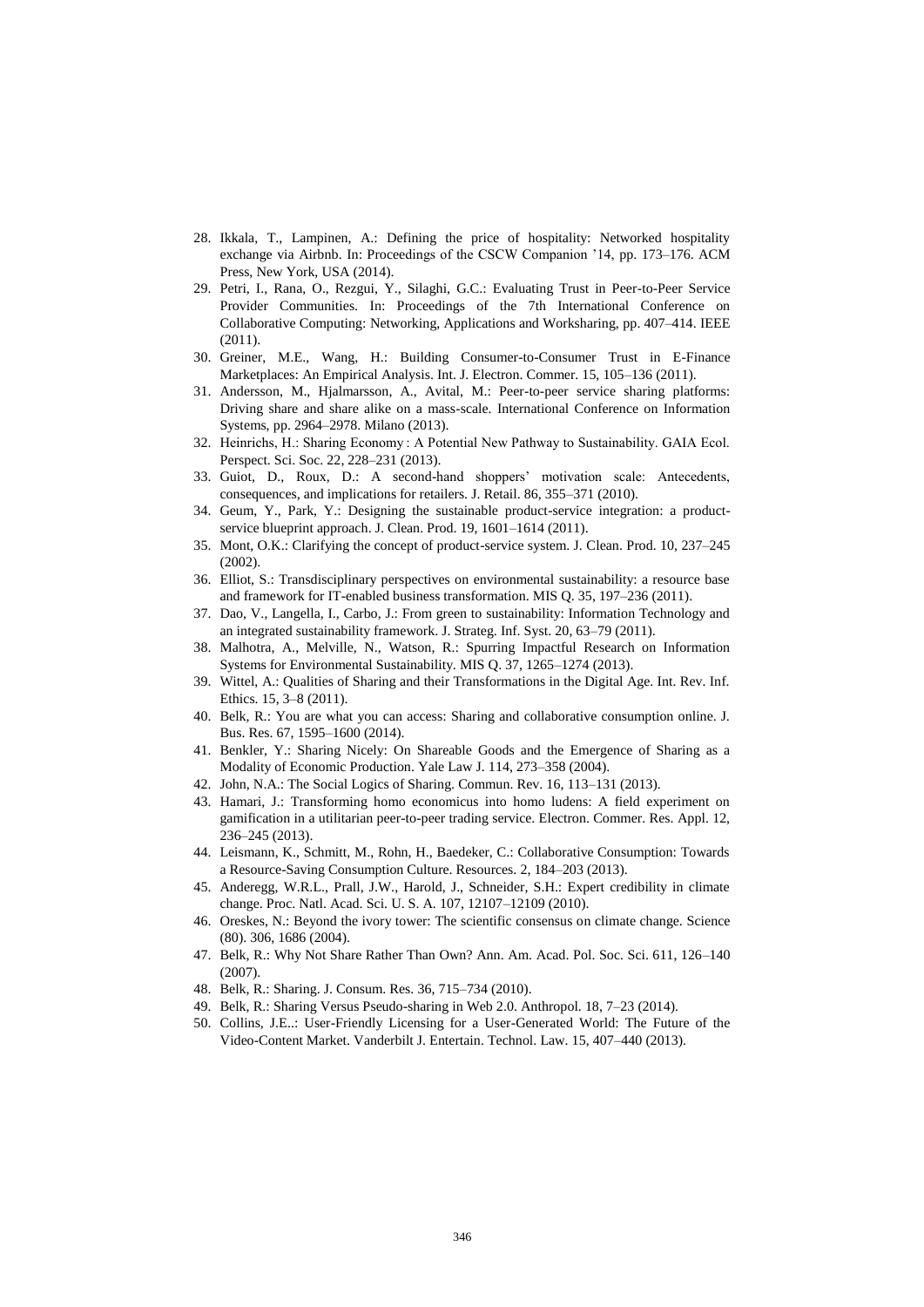28. Ikkala, T., Lampinen, A.: Defining the price of hospitality: Networked hospitality exchange via Airbnb. In: Proceedings of the CSCW Companion '14, pp. 173–176. ACM Press, New York, USA (2014).
29. Petri, I., Rana, O., Rezgui, Y., Silaghi, G.C.: Evaluating Trust in Peer-to-Peer Service Provider Communities. In: Proceedings of the 7th International Conference on Collaborative Computing: Networking, Applications and Worksharing, pp. 407–414. IEEE (2011).
30. Greiner, M.E., Wang, H.: Building Consumer-to-Consumer Trust in E-Finance Marketplaces: An Empirical Analysis. Int. J. Electron. Commer. 15, 105–136 (2011).
31. Andersson, M., Hjalmarsson, A., Avital, M.: Peer-to-peer service sharing platforms: Driving share and share alike on a mass-scale. International Conference on Information Systems, pp. 2964–2978. Milano (2013).
32. Heinrichs, H.: Sharing Economy : A Potential New Pathway to Sustainability. GAIA Ecol. Perspect. Sci. Soc. 22, 228–231 (2013).
33. Guiot, D., Roux, D.: A second-hand shoppers' motivation scale: Antecedents, consequences, and implications for retailers. J. Retail. 86, 355–371 (2010).
34. Geum, Y., Park, Y.: Designing the sustainable product-service integration: a product-service blueprint approach. J. Clean. Prod. 19, 1601–1614 (2011).
35. Mont, O.K.: Clarifying the concept of product-service system. J. Clean. Prod. 10, 237–245 (2002).
36. Elliot, S.: Transdisciplinary perspectives on environmental sustainability: a resource base and framework for IT-enabled business transformation. MIS Q. 35, 197–236 (2011).
37. Dao, V., Langella, I., Carbo, J.: From green to sustainability: Information Technology and an integrated sustainability framework. J. Strateg. Inf. Syst. 20, 63–79 (2011).
38. Malhotra, A., Melville, N., Watson, R.: Spurring Impactful Research on Information Systems for Environmental Sustainability. MIS Q. 37, 1265–1274 (2013).
39. Wittel, A.: Qualities of Sharing and their Transformations in the Digital Age. Int. Rev. Inf. Ethics. 15, 3–8 (2011).
40. Belk, R.: You are what you can access: Sharing and collaborative consumption online. J. Bus. Res. 67, 1595–1600 (2014).
41. Benkler, Y.: Sharing Nicely: On Shareable Goods and the Emergence of Sharing as a Modality of Economic Production. Yale Law J. 114, 273–358 (2004).
42. John, N.A.: The Social Logics of Sharing. Commun. Rev. 16, 113–131 (2013).
43. Hamari, J.: Transforming homo economicus into homo ludens: A field experiment on gamification in a utilitarian peer-to-peer trading service. Electron. Commer. Res. Appl. 12, 236–245 (2013).
44. Leismann, K., Schmitt, M., Rohn, H., Baedeker, C.: Collaborative Consumption: Towards a Resource-Saving Consumption Culture. Resources. 2, 184–203 (2013).
45. Anderegg, W.R.L., Prall, J.W., Harold, J., Schneider, S.H.: Expert credibility in climate change. Proc. Natl. Acad. Sci. U. S. A. 107, 12107–12109 (2010).
46. Oreskes, N.: Beyond the ivory tower: The scientific consensus on climate change. Science (80). 306, 1686 (2004).
47. Belk, R.: Why Not Share Rather Than Own? Ann. Am. Acad. Pol. Soc. Sci. 611, 126–140 (2007).
48. Belk, R.: Sharing. J. Consum. Res. 36, 715–734 (2010).
49. Belk, R.: Sharing Versus Pseudo-sharing in Web 2.0. Anthropol. 18, 7–23 (2014).
50. Collins, J.E..: User-Friendly Licensing for a User-Generated World: The Future of the Video-Content Market. Vanderbilt J. Entertain. Technol. Law. 15, 407–440 (2013).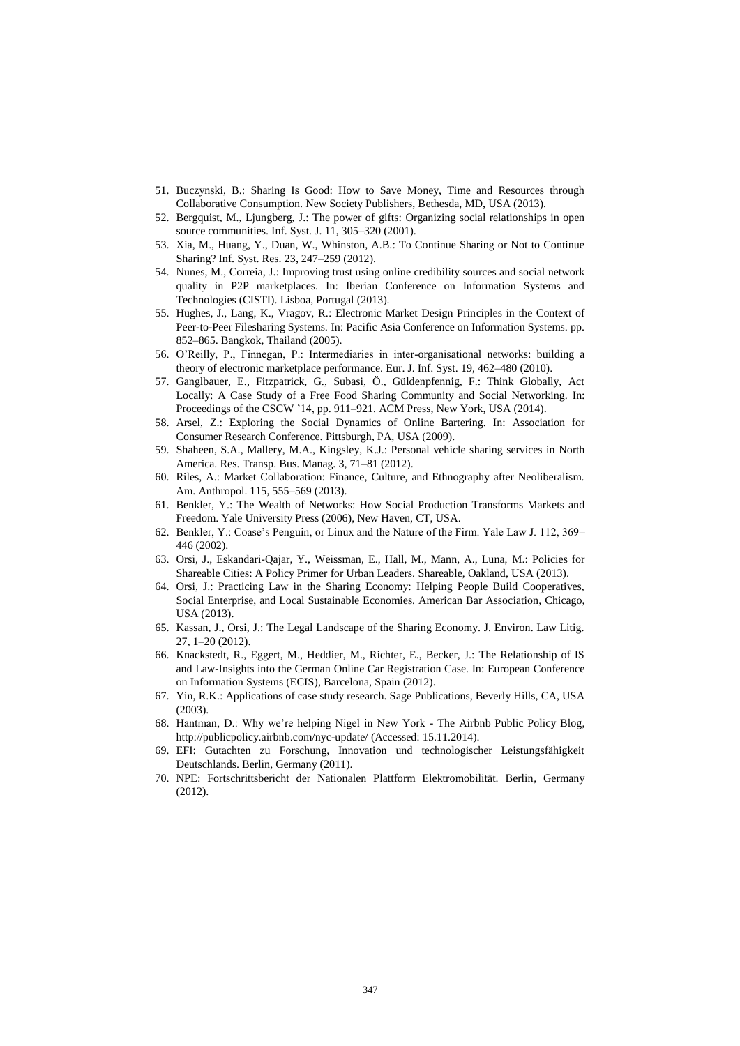51. Buczynski, B.: Sharing Is Good: How to Save Money, Time and Resources through Collaborative Consumption. New Society Publishers, Bethesda, MD, USA (2013).
52. Bergquist, M., Ljungberg, J.: The power of gifts: Organizing social relationships in open source communities. Inf. Syst. J. 11, 305–320 (2001).
53. Xia, M., Huang, Y., Duan, W., Whinston, A.B.: To Continue Sharing or Not to Continue Sharing? Inf. Syst. Res. 23, 247–259 (2012).
54. Nunes, M., Correia, J.: Improving trust using online credibility sources and social network quality in P2P marketplaces. In: Iberian Conference on Information Systems and Technologies (CISTI). Lisboa, Portugal (2013).
55. Hughes, J., Lang, K., Vragov, R.: Electronic Market Design Principles in the Context of Peer-to-Peer Filesharing Systems. In: Pacific Asia Conference on Information Systems. pp. 852–865. Bangkok, Thailand (2005).
56. O'Reilly, P., Finnegan, P.: Intermediaries in inter-organisational networks: building a theory of electronic marketplace performance. Eur. J. Inf. Syst. 19, 462–480 (2010).
57. Ganglbauer, E., Fitzpatrick, G., Subasi, Ö., Güldenpfennig, F.: Think Globally, Act Locally: A Case Study of a Free Food Sharing Community and Social Networking. In: Proceedings of the CSCW '14, pp. 911–921. ACM Press, New York, USA (2014).
58. Arsel, Z.: Exploring the Social Dynamics of Online Bartering. In: Association for Consumer Research Conference. Pittsburgh, PA, USA (2009).
59. Shaheen, S.A., Mallery, M.A., Kingsley, K.J.: Personal vehicle sharing services in North America. Res. Transp. Bus. Manag. 3, 71–81 (2012).
60. Riles, A.: Market Collaboration: Finance, Culture, and Ethnography after Neoliberalism. Am. Anthropol. 115, 555–569 (2013).
61. Benkler, Y.: The Wealth of Networks: How Social Production Transforms Markets and Freedom. Yale University Press (2006), New Haven, CT, USA.
62. Benkler, Y.: Coase's Penguin, or Linux and the Nature of the Firm. Yale Law J. 112, 369–446 (2002).
63. Orsi, J., Eskandari-Qajar, Y., Weissman, E., Hall, M., Mann, A., Luna, M.: Policies for Shareable Cities: A Policy Primer for Urban Leaders. Shareable, Oakland, USA (2013).
64. Orsi, J.: Practicing Law in the Sharing Economy: Helping People Build Cooperatives, Social Enterprise, and Local Sustainable Economies. American Bar Association, Chicago, USA (2013).
65. Kassan, J., Orsi, J.: The Legal Landscape of the Sharing Economy. J. Environ. Law Litig. 27, 1–20 (2012).
66. Knackstedt, R., Eggert, M., Heddier, M., Richter, E., Becker, J.: The Relationship of IS and Law-Insights into the German Online Car Registration Case. In: European Conference on Information Systems (ECIS), Barcelona, Spain (2012).
67. Yin, R.K.: Applications of case study research. Sage Publications, Beverly Hills, CA, USA (2003).
68. Hantman, D.: Why we're helping Nigel in New York - The Airbnb Public Policy Blog, http://publicpolicy.airbnb.com/nyc-update/ (Accessed: 15.11.2014).
69. EFI: Gutachten zu Forschung, Innovation und technologischer Leistungsfähigkeit Deutschlands. Berlin, Germany (2011).
70. NPE: Fortschrittsbericht der Nationalen Plattform Elektromobilität. Berlin, Germany (2012).